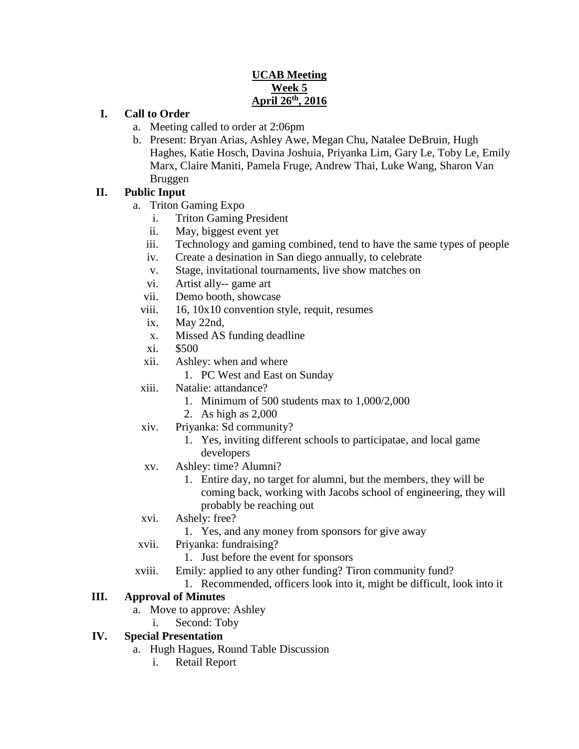**UCAB Meeting**
**Week 5**
**April 26th, 2016**

I. **Call to Order**
   a. Meeting called to order at 2:06pm
   b. Present: Bryan Arias, Ashley Awe, Megan Chu, Natalee DeBruin, Hugh Haghes, Katie Hosch, Davina Joshuia, Priyanka Lim, Gary Le, Toby Le, Emily Marx, Claire Maniti, Pamela Fruge, Andrew Thai, Luke Wang, Sharon Van Bruggen

II. **Public Input**
   a. Triton Gaming Expo
      i. Triton Gaming President
      ii. May, biggest event yet
      iii. Technology and gaming combined, tend to have the same types of people
      iv. Create a desination in San diego annually, to celebrate
      v. Stage, invitational tournaments, live show matches on
      vi. Artist ally-- game art
      vii. Demo booth, showcase
      viii. 16, 10x10 convention style, requit, resumes
      ix. May 22nd,
      x. Missed AS funding deadline
      xi. $500
      xii. Ashley: when and where
         1. PC West and East on Sunday
      xiii. Natalie: attandance?
         1. Minimum of 500 students max to 1,000/2,000
         2. As high as 2,000
      xiv. Priyanka: Sd community?
         1. Yes, inviting different schools to participatae, and local game developers
      xv. Ashley: time? Alumni?
         1. Entire day, no target for alumni, but the members, they will be coming back, working with Jacobs school of engineering, they will probably be reaching out
      xvi. Ashely: free?
         1. Yes, and any money from sponsors for give away
      xvii. Priyanka: fundraising?
         1. Just before the event for sponsors
      xviii. Emily: applied to any other funding? Tiron community fund?
         1. Recommended, officers look into it, might be difficult, look into it

III. **Approval of Minutes**
   a. Move to approve: Ashley
      i. Second: Toby

IV. **Special Presentation**
   a. Hugh Hagues, Round Table Discussion
      i. Retail Report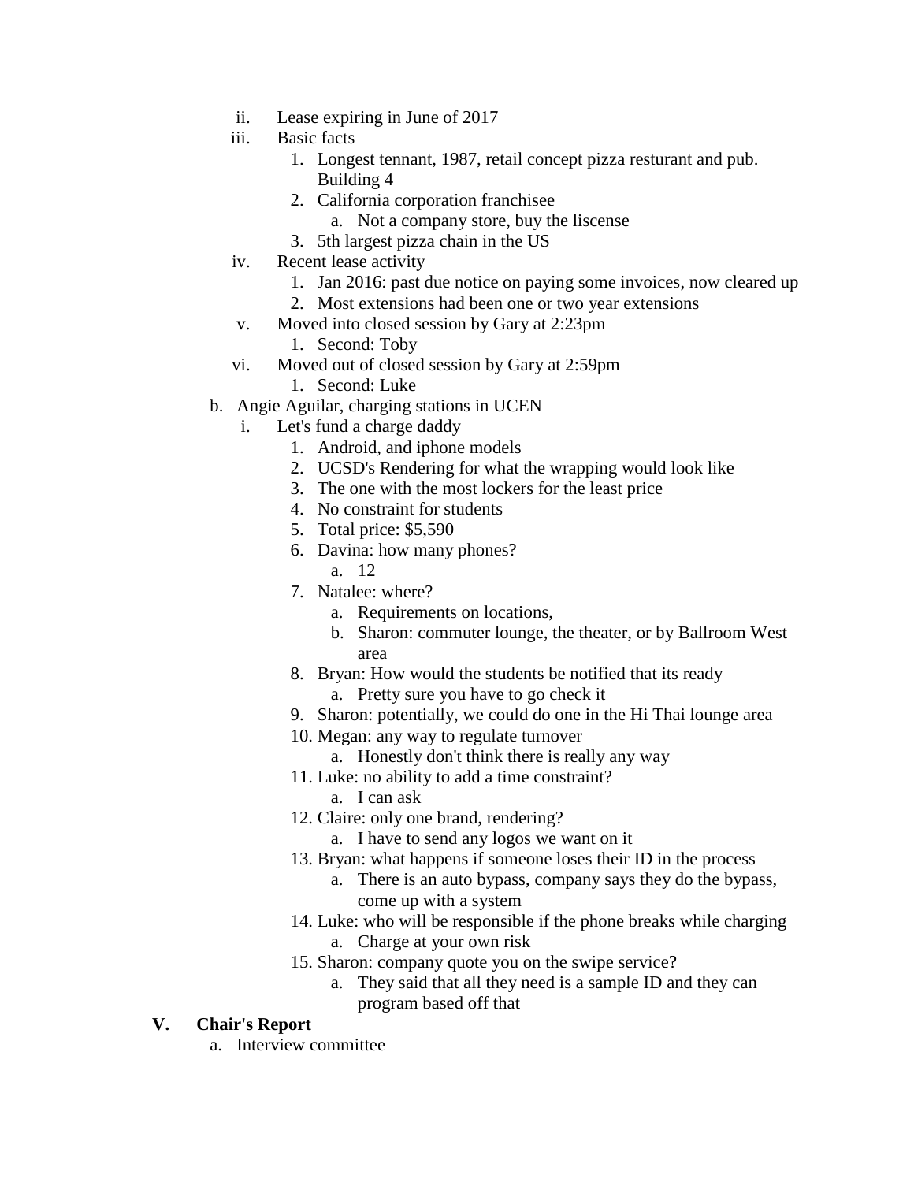- ii. Lease expiring in June of 2017
   - iii. Basic facts
     1. Longest tennant, 1987, retail concept pizza resturant and pub. Building 4
     2. California corporation franchisee
        - a. Not a company store, buy the liscense
     3. 5th largest pizza chain in the US
   - iv. Recent lease activity
     1. Jan 2016: past due notice on paying some invoices, now cleared up
     2. Most extensions had been one or two year extensions
   - v. Moved into closed session by Gary at 2:23pm
     1. Second: Toby
   - vi. Moved out of closed session by Gary at 2:59pm
     1. Second: Luke
- b. Angie Aguilar, charging stations in UCEN
   - i. Let's fund a charge daddy
     1. Android, and iphone models
     2. UCSD's Rendering for what the wrapping would look like
     3. The one with the most lockers for the least price
     4. No constraint for students
     5. Total price: $5,590
     6. Davina: how many phones?
        - a. 12
     7. Natalee: where?
        - a. Requirements on locations,
        - b. Sharon: commuter lounge, the theater, or by Ballroom West area
     8. Bryan: How would the students be notified that its ready
        - a. Pretty sure you have to go check it
     9. Sharon: potentially, we could do one in the Hi Thai lounge area
     10. Megan: any way to regulate turnover
         - a. Honestly don't think there is really any way
     11. Luke: no ability to add a time constraint?
         - a. I can ask
     12. Claire: only one brand, rendering?
         - a. I have to send any logos we want on it
     13. Bryan: what happens if someone loses their ID in the process
         - a. There is an auto bypass, company says they do the bypass, come up with a system
     14. Luke: who will be responsible if the phone breaks while charging
         - a. Charge at your own risk
     15. Sharon: company quote you on the swipe service?
         - a. They said that all they need is a sample ID and they can program based off that

## V. Chair's Report

- a. Interview committee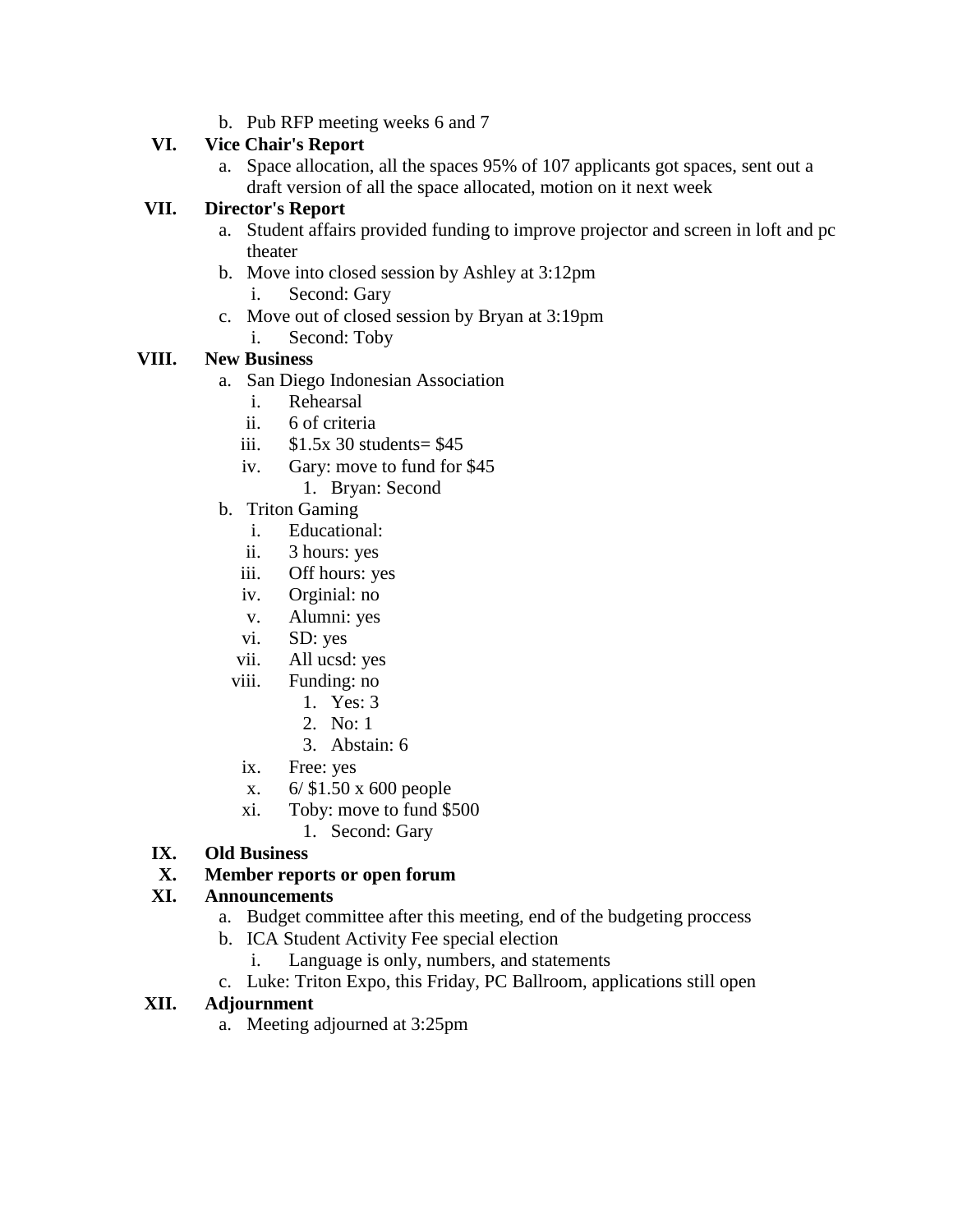b. Pub RFP meeting weeks 6 and 7

**VI. Vice Chair's Report**

a. Space allocation, all the spaces 95% of 107 applicants got spaces, sent out a draft version of all the space allocated, motion on it next week

**VII. Director's Report**

a. Student affairs provided funding to improve projector and screen in loft and pc theater
b. Move into closed session by Ashley at 3:12pm
    i. Second: Gary
c. Move out of closed session by Bryan at 3:19pm
    i. Second: Toby

**VIII. New Business**

a. San Diego Indonesian Association
    i. Rehearsal
    ii. 6 of criteria
    iii. $1.5x 30 students= $45
    iv. Gary: move to fund for $45
        1. Bryan: Second
b. Triton Gaming
    i. Educational:
    ii. 3 hours: yes
    iii. Off hours: yes
    iv. Orginial: no
    v. Alumni: yes
    vi. SD: yes
    vii. All ucsd: yes
    viii. Funding: no
        1. Yes: 3
        2. No: 1
        3. Abstain: 6
    ix. Free: yes
    x. 6/ $1.50 x 600 people
    xi. Toby: move to fund $500
        1. Second: Gary

**IX. Old Business**

**X. Member reports or open forum**

**XI. Announcements**

a. Budget committee after this meeting, end of the budgeting proccess
b. ICA Student Activity Fee special election
    i. Language is only, numbers, and statements
c. Luke: Triton Expo, this Friday, PC Ballroom, applications still open

**XII. Adjournment**

a. Meeting adjourned at 3:25pm